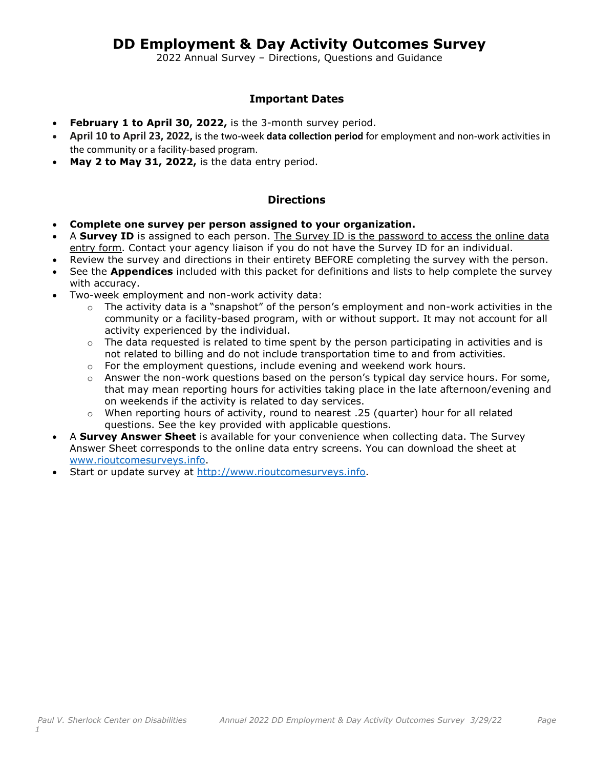# DD Employment & Day Activity Outcomes Survey

2022 Annual Survey – Directions, Questions and Guidance

## Important Dates

- **February 1 to April 30, 2022,** is the 3-month survey period.
- **April 10 to April 23, 2022,** is the two-week **data collection period** for employment and non-work activities in the community or a facility-based program.
- **May 2 to May 31, 2022,** is the data entry period.

## Directions

- **Complete one survey per person assigned to your organization.**
- A **Survey ID** is assigned to each person. The Survey ID is the password to access the online data entry form. Contact your agency liaison if you do not have the Survey ID for an individual.
- Review the survey and directions in their entirety BEFORE completing the survey with the person.
- See the **Appendices** included with this packet for definitions and lists to help complete the survey with accuracy.
- Two-week employment and non-work activity data:
  - The activity data is a "snapshot" of the person's employment and non-work activities in the community or a facility-based program, with or without support. It may not account for all activity experienced by the individual.
  - The data requested is related to time spent by the person participating in activities and is not related to billing and do not include transportation time to and from activities.
  - For the employment questions, include evening and weekend work hours.
  - Answer the non-work questions based on the person's typical day service hours. For some, that may mean reporting hours for activities taking place in the late afternoon/evening and on weekends if the activity is related to day services.
  - When reporting hours of activity, round to nearest .25 (quarter) hour for all related questions. See the key provided with applicable questions.
- A **Survey Answer Sheet** is available for your convenience when collecting data. The Survey Answer Sheet corresponds to the online data entry screens. You can download the sheet at www.rioutcomesurveys.info.
- Start or update survey at http://www.rioutcomesurveys.info.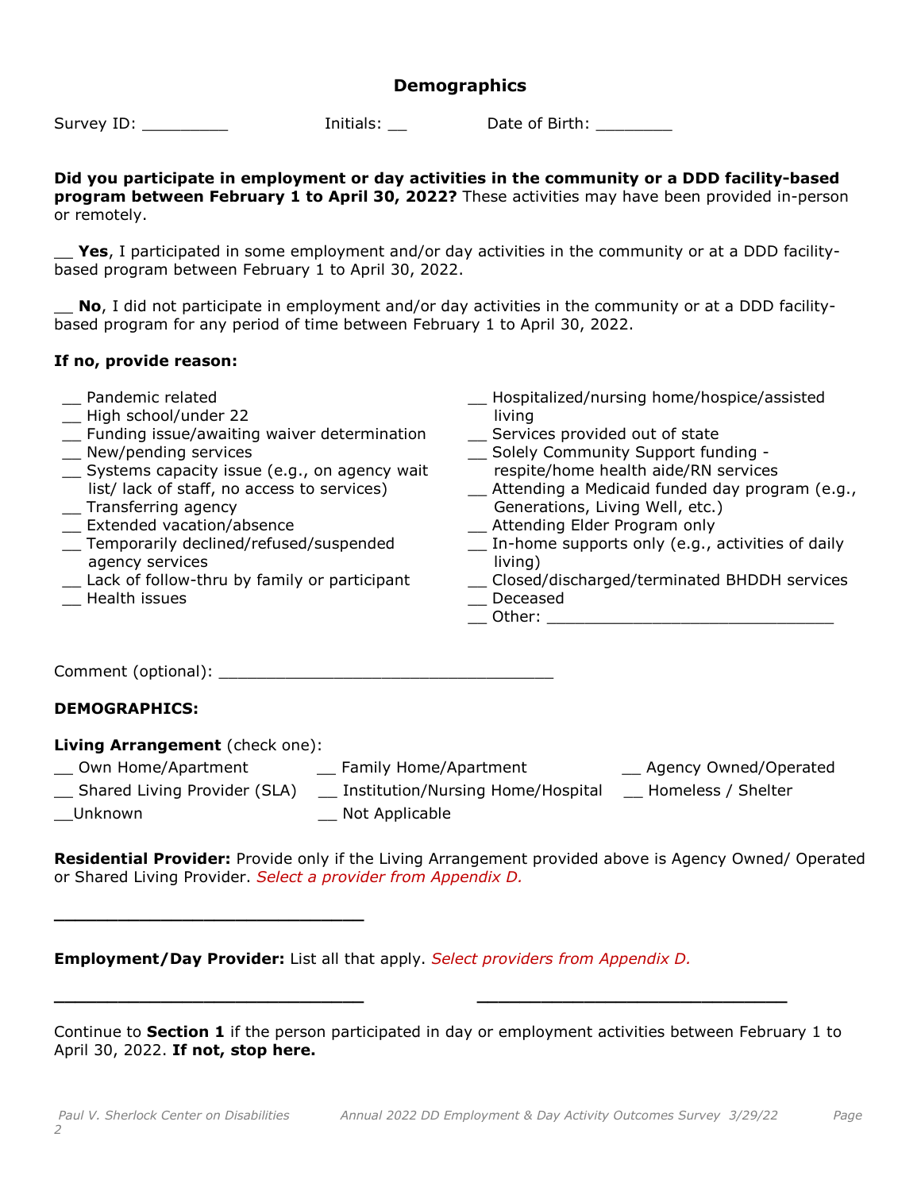## Demographics

Survey ID: _________ Initials: __ Date of Birth: ________

**Did you participate in employment or day activities in the community or a DDD facility-based program between February 1 to April 30, 2022?** These activities may have been provided in-person or remotely.

__ **Yes**, I participated in some employment and/or day activities in the community or at a DDD facility-based program between February 1 to April 30, 2022.

__ **No**, I did not participate in employment and/or day activities in the community or at a DDD facility-based program for any period of time between February 1 to April 30, 2022.

**If no, provide reason:**

__ Pandemic related
__ High school/under 22
__ Funding issue/awaiting waiver determination
__ New/pending services
__ Systems capacity issue (e.g., on agency wait list/ lack of staff, no access to services)
__ Transferring agency
__ Extended vacation/absence
__ Temporarily declined/refused/suspended agency services
__ Lack of follow-thru by family or participant
__ Health issues
__ Hospitalized/nursing home/hospice/assisted living
__ Services provided out of state
__ Solely Community Support funding - respite/home health aide/RN services
__ Attending a Medicaid funded day program (e.g., Generations, Living Well, etc.)
__ Attending Elder Program only
__ In-home supports only (e.g., activities of daily living)
__ Closed/discharged/terminated BHDDH services
__ Deceased
__ Other: ______________________________

Comment (optional): ___________________________________

**DEMOGRAPHICS:**

**Living Arrangement** (check one):

__ Own Home/Apartment
__ Family Home/Apartment
__ Agency Owned/Operated
__ Shared Living Provider (SLA)
__ Institution/Nursing Home/Hospital
__ Homeless / Shelter
__Unknown
__ Not Applicable

**Residential Provider:** Provide only if the Living Arrangement provided above is Agency Owned/ Operated or Shared Living Provider. *Select a provider from Appendix D.*

________________________________

**Employment/Day Provider:** List all that apply. *Select providers from Appendix D.*

________________________________ ________________________________

Continue to **Section 1** if the person participated in day or employment activities between February 1 to April 30, 2022. **If not, stop here.**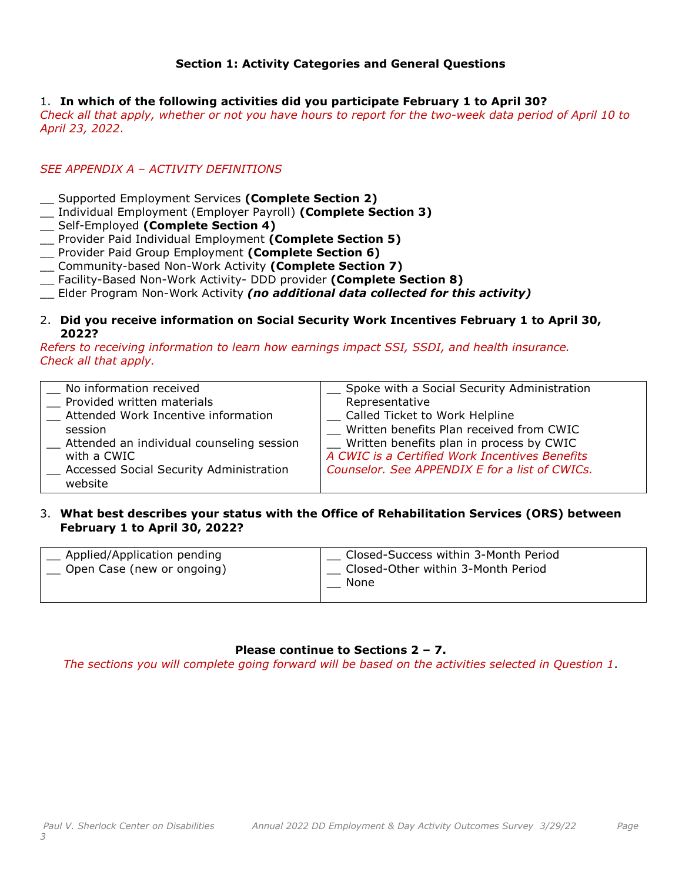### Section 1: Activity Categories and General Questions

1. **In which of the following activities did you participate February 1 to April 30?**
*Check all that apply, whether or not you have hours to report for the two-week data period of April 10 to April 23, 2022.*

*SEE APPENDIX A – ACTIVITY DEFINITIONS*

__ Supported Employment Services **(Complete Section 2)**
__ Individual Employment (Employer Payroll) **(Complete Section 3)**
__ Self-Employed **(Complete Section 4)**
__ Provider Paid Individual Employment **(Complete Section 5)**
__ Provider Paid Group Employment **(Complete Section 6)**
__ Community-based Non-Work Activity **(Complete Section 7)**
__ Facility-Based Non-Work Activity- DDD provider **(Complete Section 8)**
__ Elder Program Non-Work Activity ***(no additional data collected for this activity)***

2. **Did you receive information on Social Security Work Incentives February 1 to April 30, 2022?**
*Refers to receiving information to learn how earnings impact SSI, SSDI, and health insurance. Check all that apply.*

| | |
|---|---|
| __ No information received<br>__ Provided written materials<br>__ Attended Work Incentive information session<br>__ Attended an individual counseling session with a CWIC<br>__ Accessed Social Security Administration website | __ Spoke with a Social Security Administration Representative<br>__ Called Ticket to Work Helpline<br>__ Written benefits Plan received from CWIC<br>__ Written benefits plan in process by CWIC<br>*A CWIC is a Certified Work Incentives Benefits Counselor. See APPENDIX E for a list of CWICs.* |

3. **What best describes your status with the Office of Rehabilitation Services (ORS) between February 1 to April 30, 2022?**

| | |
|---|---|
| __ Applied/Application pending<br>__ Open Case (new or ongoing) | __ Closed-Success within 3-Month Period<br>__ Closed-Other within 3-Month Period<br>__ None |

**Please continue to Sections 2 – 7.**
*The sections you will complete going forward will be based on the activities selected in Question 1.*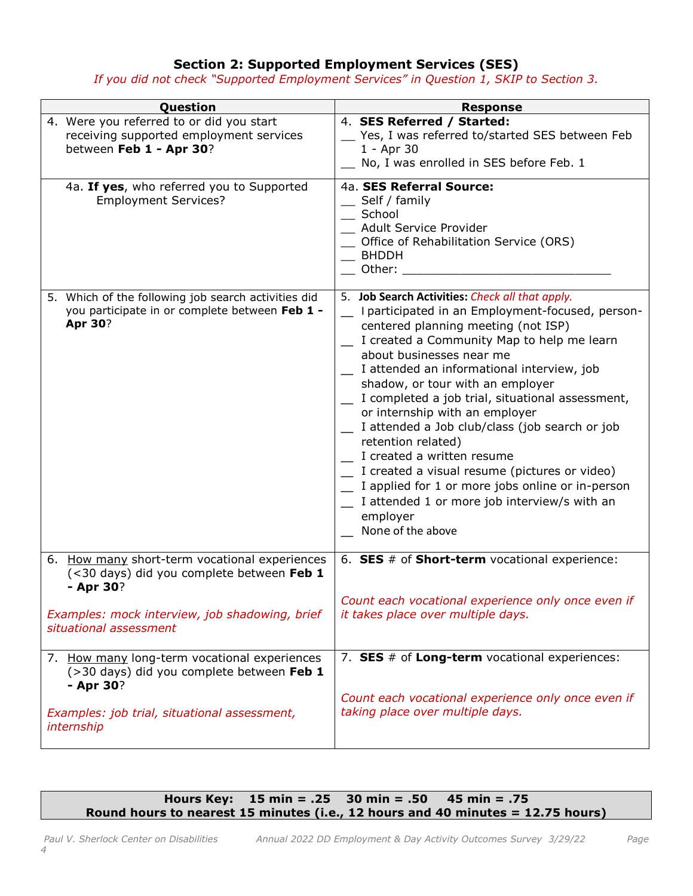## Section 2: Supported Employment Services (SES)

*If you did not check "Supported Employment Services" in Question 1, SKIP to Section 3.*

| Question | Response |
|---|---|
| 4. Were you referred to or did you start receiving supported employment services between **Feb 1 - Apr 30**? | 4. **SES Referred / Started:**<br>__ Yes, I was referred to/started SES between Feb 1 - Apr 30<br>__ No, I was enrolled in SES before Feb. 1 |
| 4a. **If yes**, who referred you to Supported Employment Services? | 4a. **SES Referral Source:**<br>__ Self / family<br>__ School<br>__ Adult Service Provider<br>__ Office of Rehabilitation Service (ORS)<br>__ BHDDH<br>__ Other: ______________________________ |
| 5. Which of the following job search activities did you participate in or complete between **Feb 1 - Apr 30**? | 5. **Job Search Activities:** *Check all that apply.*<br>__ I participated in an Employment-focused, person-centered planning meeting (not ISP)<br>__ I created a Community Map to help me learn about businesses near me<br>__ I attended an informational interview, job shadow, or tour with an employer<br>__ I completed a job trial, situational assessment, or internship with an employer<br>__ I attended a Job club/class (job search or job retention related)<br>__ I created a written resume<br>__ I created a visual resume (pictures or video)<br>__ I applied for 1 or more jobs online or in-person<br>__ I attended 1 or more job interview/s with an employer<br>__ None of the above |
| 6. How many short-term vocational experiences (<30 days) did you complete between **Feb 1 - Apr 30**?<br><br>*Examples: mock interview, job shadowing, brief situational assessment* | 6. **SES** # of **Short-term** vocational experience:<br><br>*Count each vocational experience only once even if it takes place over multiple days.* |
| 7. How many long-term vocational experiences (>30 days) did you complete between **Feb 1 - Apr 30**?<br><br>*Examples: job trial, situational assessment, internship* | 7. **SES** # of **Long-term** vocational experiences:<br><br>*Count each vocational experience only once even if taking place over multiple days.* |

**Hours Key: 15 min = .25 30 min = .50 45 min = .75**
**Round hours to nearest 15 minutes (i.e., 12 hours and 40 minutes = 12.75 hours)**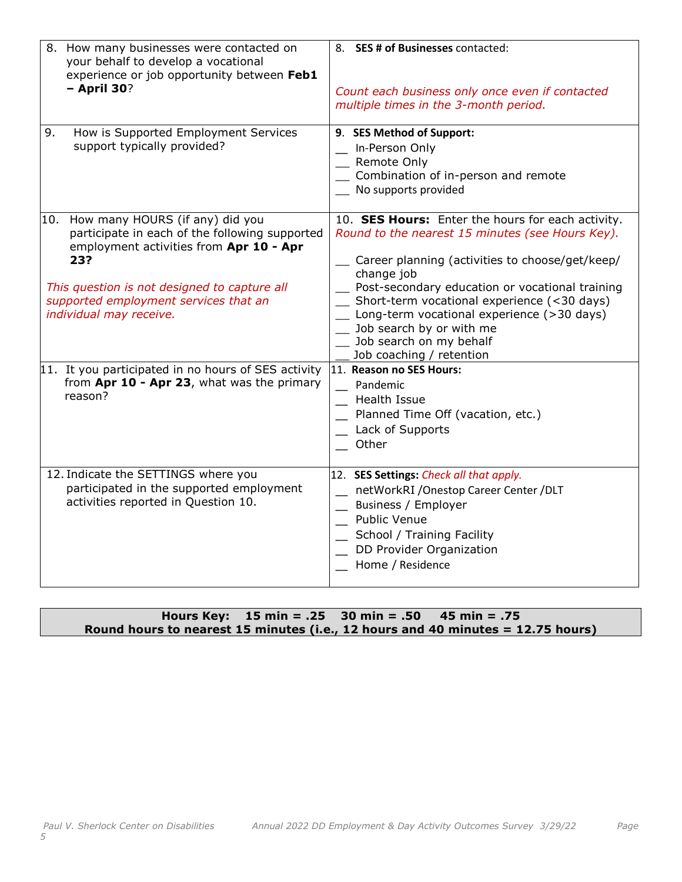| | |
|---|---|
| 8. How many businesses were contacted on your behalf to develop a vocational experience or job opportunity between **Feb1 – April 30**? | 8. **SES # of Businesses** contacted:<br><br>*Count each business only once even if contacted multiple times in the 3-month period.* |
| 9. How is Supported Employment Services support typically provided? | 9. **SES Method of Support:**<br>__ In-Person Only<br>__ Remote Only<br>__ Combination of in-person and remote<br>__ No supports provided |
| 10. How many HOURS (if any) did you participate in each of the following supported employment activities from **Apr 10 - Apr 23?**<br><br>*This question is not designed to capture all supported employment services that an individual may receive.* | 10. **SES Hours:** Enter the hours for each activity. *Round to the nearest 15 minutes (see Hours Key).*<br><br>__ Career planning (activities to choose/get/keep/ change job<br>__ Post-secondary education or vocational training<br>__ Short-term vocational experience (<30 days)<br>__ Long-term vocational experience (>30 days)<br>__ Job search by or with me<br>__ Job search on my behalf<br>__ Job coaching / retention |
| 11. It you participated in no hours of SES activity from **Apr 10 - Apr 23**, what was the primary reason? | 11. **Reason no SES Hours:**<br>__ Pandemic<br>__ Health Issue<br>__ Planned Time Off (vacation, etc.)<br>__ Lack of Supports<br>__ Other |
| 12. Indicate the SETTINGS where you participated in the supported employment activities reported in Question 10. | 12. **SES Settings:** *Check all that apply.*<br>__ netWorkRI /Onestop Career Center /DLT<br>__ Business / Employer<br>__ Public Venue<br>__ School / Training Facility<br>__ DD Provider Organization<br>__ Home / Residence |

**Hours Key: 15 min = .25 30 min = .50 45 min = .75**
**Round hours to nearest 15 minutes (i.e., 12 hours and 40 minutes = 12.75 hours)**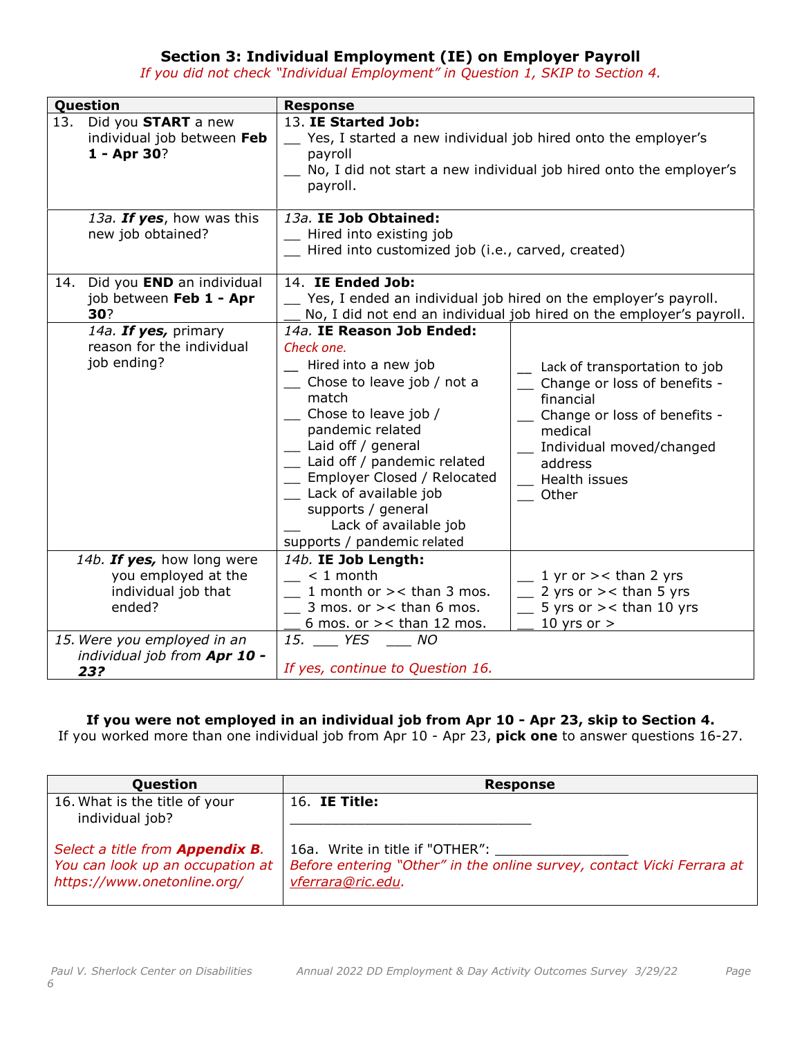## Section 3: Individual Employment (IE) on Employer Payroll

*If you did not check "Individual Employment" in Question 1, SKIP to Section 4.*

| Question | Response | |
|---|---|---|
| 13. Did you **START** a new individual job between **Feb 1 - Apr 30**? | 13. **IE Started Job:**<br>__ Yes, I started a new individual job hired onto the employer's payroll<br>__ No, I did not start a new individual job hired onto the employer's payroll. | |
| *13a.* ***If yes***, how was this new job obtained? | *13a.* **IE Job Obtained:**<br>__ Hired into existing job<br>__ Hired into customized job (i.e., carved, created) | |
| 14. Did you **END** an individual job between **Feb 1 - Apr 30**? | 14. **IE Ended Job:**<br>__ Yes, I ended an individual job hired on the employer's payroll.<br>__ No, I did not end an individual job hired on the employer's payroll. | |
| *14a.* ***If yes,*** primary reason for the individual job ending? | *14a.* **IE Reason Job Ended:**<br>*Check one.*<br>__ Hired into a new job<br>__ Chose to leave job / not a match<br>__ Chose to leave job / pandemic related<br>__ Laid off / general<br>__ Laid off / pandemic related<br>__ Employer Closed / Relocated<br>__ Lack of available job supports / general<br>__ Lack of available job supports / pandemic related | __ Lack of transportation to job<br>__ Change or loss of benefits - financial<br>__ Change or loss of benefits - medical<br>__ Individual moved/changed address<br>__ Health issues<br>__ Other |
| *14b.* ***If yes,*** how long were you employed at the individual job that ended? | *14b.* **IE Job Length:**<br>__ < 1 month<br>__ 1 month or >< than 3 mos.<br>__ 3 mos. or >< than 6 mos.<br>__ 6 mos. or >< than 12 mos. | __ 1 yr or >< than 2 yrs<br>__ 2 yrs or >< than 5 yrs<br>__ 5 yrs or >< than 10 yrs<br>__ 10 yrs or > |
| *15. Were you employed in an individual job from* ***Apr 10 - 23?*** | *15. ___ YES ___ NO*<br><br>*If yes, continue to Question 16.* | |

**If you were not employed in an individual job from Apr 10 - Apr 23, skip to Section 4.**
If you worked more than one individual job from Apr 10 - Apr 23, **pick one** to answer questions 16-27.

| Question | Response |
|---|---|
| 16. What is the title of your individual job?<br><br>*Select a title from* ***Appendix B.*** *You can look up an occupation at https://www.onetonline.org/* | 16. **IE Title:**<br>______________________________<br><br>16a. Write in title if "OTHER": ________________<br>*Before entering "Other" in the online survey, contact Vicki Ferrara at vferrara@ric.edu.* |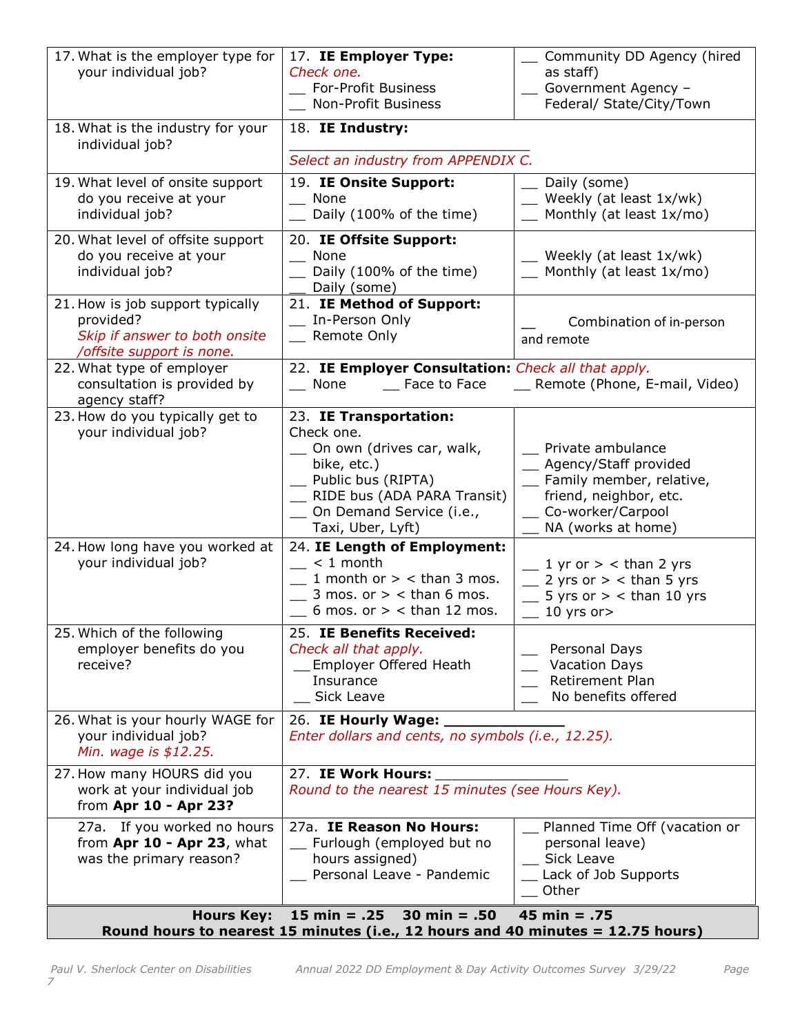| | | |
|---|---|---|
| 17. What is the employer type for your individual job? | 17. **IE Employer Type:**<br>*Check one.*<br>__ For-Profit Business<br>__ Non-Profit Business | __ Community DD Agency (hired as staff)<br>__ Government Agency – Federal/ State/City/Town |
| 18. What is the industry for your individual job? | 18. **IE Industry:**<br>______________________________<br>*Select an industry from APPENDIX C.* | |
| 19. What level of onsite support do you receive at your individual job? | 19. **IE Onsite Support:**<br>__ None<br>__ Daily (100% of the time) | __ Daily (some)<br>__ Weekly (at least 1x/wk)<br>__ Monthly (at least 1x/mo) |
| 20. What level of offsite support do you receive at your individual job? | 20. **IE Offsite Support:**<br>__ None<br>__ Daily (100% of the time)<br>__ Daily (some) | __ Weekly (at least 1x/wk)<br>__ Monthly (at least 1x/mo) |
| 21. How is job support typically provided?<br>*Skip if answer to both onsite /offsite support is none.* | 21. **IE Method of Support:**<br>__ In-Person Only<br>__ Remote Only | __ Combination of in-person and remote |
| 22. What type of employer consultation is provided by agency staff? | 22. **IE Employer Consultation:** *Check all that apply.*<br>__ None __ Face to Face __ Remote (Phone, E-mail, Video) | |
| 23. How do you typically get to your individual job? | 23. **IE Transportation:**<br>Check one.<br>__ On own (drives car, walk, bike, etc.)<br>__ Public bus (RIPTA)<br>__ RIDE bus (ADA PARA Transit)<br>__ On Demand Service (i.e., Taxi, Uber, Lyft) | __ Private ambulance<br>__ Agency/Staff provided<br>__ Family member, relative, friend, neighbor, etc.<br>__ Co-worker/Carpool<br>__ NA (works at home) |
| 24. How long have you worked at your individual job? | 24. **IE Length of Employment:**<br>__ < 1 month<br>__ 1 month or > < than 3 mos.<br>__ 3 mos. or > < than 6 mos.<br>__ 6 mos. or > < than 12 mos. | __ 1 yr or > < than 2 yrs<br>__ 2 yrs or > < than 5 yrs<br>__ 5 yrs or > < than 10 yrs<br>__ 10 yrs or> |
| 25. Which of the following employer benefits do you receive? | 25. **IE Benefits Received:**<br>*Check all that apply.*<br>__Employer Offered Heath Insurance<br>__ Sick Leave | __ Personal Days<br>__ Vacation Days<br>__ Retirement Plan<br>__ No benefits offered |
| 26. What is your hourly WAGE for your individual job?<br>*Min. wage is $12.25.* | 26. **IE Hourly Wage:** ______________<br>*Enter dollars and cents, no symbols (i.e., 12.25).* | |
| 27. How many HOURS did you work at your individual job from **Apr 10 - Apr 23?** | 27. **IE Work Hours:** ________________<br>*Round to the nearest 15 minutes (see Hours Key).* | |
| 27a. If you worked no hours from **Apr 10 - Apr 23**, what was the primary reason? | 27a. **IE Reason No Hours:**<br>__ Furlough (employed but no hours assigned)<br>__ Personal Leave - Pandemic | __ Planned Time Off (vacation or personal leave)<br>__ Sick Leave<br>__ Lack of Job Supports<br>__ Other |

**Hours Key: 15 min = .25 30 min = .50 45 min = .75**
**Round hours to nearest 15 minutes (i.e., 12 hours and 40 minutes = 12.75 hours)**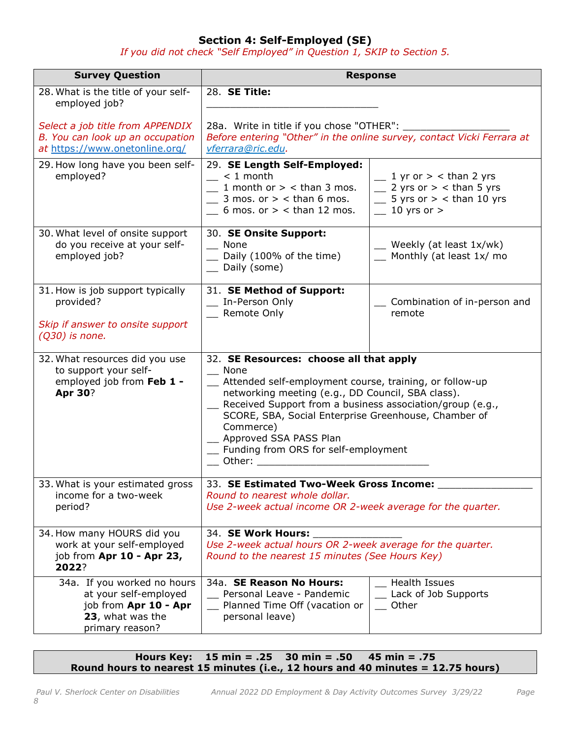## Section 4: Self-Employed (SE)

*If you did not check "Self Employed" in Question 1, SKIP to Section 5.*

| Survey Question | Response | |
|---|---|---|
| 28. What is the title of your self-employed job?<br><br>*Select a job title from APPENDIX B. You can look up an occupation at https://www.onetonline.org/* | 28. **SE Title:** ______________________________<br><br>28a. Write in title if you chose "OTHER": __________________<br>*Before entering "Other" in the online survey, contact Vicki Ferrara at vferrara@ric.edu.* | |
| 29. How long have you been self-employed? | 29. **SE Length Self-Employed:**<br>__ < 1 month<br>__ 1 month or > < than 3 mos.<br>__ 3 mos. or > < than 6 mos.<br>__ 6 mos. or > < than 12 mos. | __ 1 yr or > < than 2 yrs<br>__ 2 yrs or > < than 5 yrs<br>__ 5 yrs or > < than 10 yrs<br>__ 10 yrs or > |
| 30. What level of onsite support do you receive at your self-employed job? | 30. **SE Onsite Support:**<br>__ None<br>__ Daily (100% of the time)<br>__ Daily (some) | __ Weekly (at least 1x/wk)<br>__ Monthly (at least 1x/ mo |
| 31. How is job support typically provided?<br><br>*Skip if answer to onsite support (Q30) is none.* | 31. **SE Method of Support:**<br>__ In-Person Only<br>__ Remote Only | __ Combination of in-person and remote |
| 32. What resources did you use to support your self-employed job from **Feb 1 - Apr 30**? | 32. **SE Resources: choose all that apply**<br>__ None<br>__ Attended self-employment course, training, or follow-up networking meeting (e.g., DD Council, SBA class).<br>__ Received Support from a business association/group (e.g., SCORE, SBA, Social Enterprise Greenhouse, Chamber of Commerce)<br>__ Approved SSA PASS Plan<br>__ Funding from ORS for self-employment<br>__ Other: ______________________________ | |
| 33. What is your estimated gross income for a two-week period? | 33. **SE Estimated Two-Week Gross Income:** _______________<br>*Round to nearest whole dollar.*<br>*Use 2-week actual income OR 2-week average for the quarter.* | |
| 34. How many HOURS did you work at your self-employed job from **Apr 10 - Apr 23, 2022**? | 34. **SE Work Hours:** _______________<br>*Use 2-week actual hours OR 2-week average for the quarter.*<br>*Round to the nearest 15 minutes (See Hours Key)* | |
| 34a. If you worked no hours at your self-employed job from **Apr 10 - Apr 23**, what was the primary reason? | 34a. **SE Reason No Hours:**<br>__ Personal Leave - Pandemic<br>__ Planned Time Off (vacation or personal leave) | __ Health Issues<br>__ Lack of Job Supports<br>__ Other |

**Hours Key: 15 min = .25 30 min = .50 45 min = .75**
**Round hours to nearest 15 minutes (i.e., 12 hours and 40 minutes = 12.75 hours)**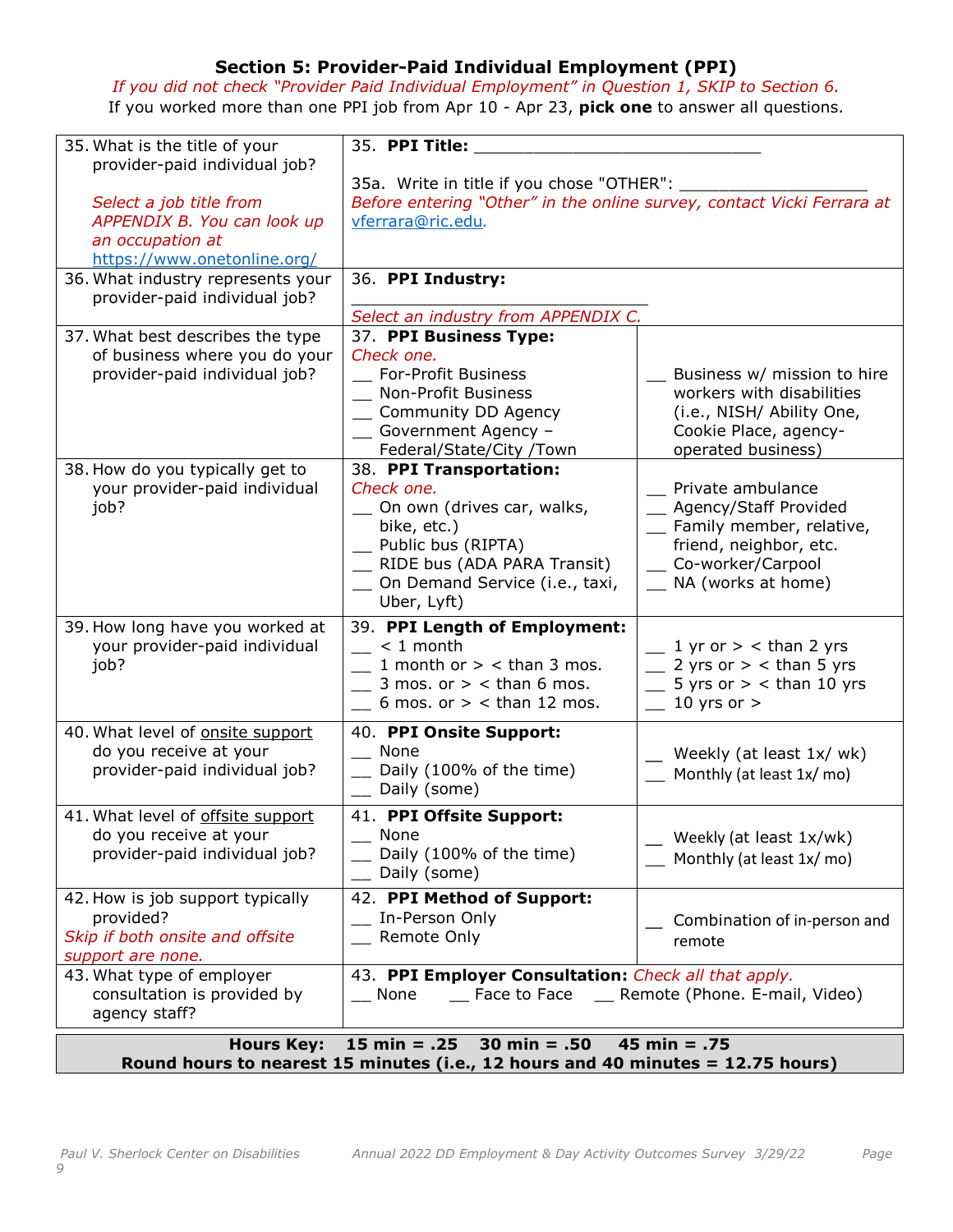## Section 5: Provider-Paid Individual Employment (PPI)

*If you did not check "Provider Paid Individual Employment" in Question 1, SKIP to Section 6.*

If you worked more than one PPI job from Apr 10 - Apr 23, **pick one** to answer all questions.

| Question | Response | |
|---|---|---|
| 35. What is the title of your provider-paid individual job?<br><br>*Select a job title from APPENDIX B. You can look up an occupation at* https://www.onetonline.org/ | 35. **PPI Title:** ______________________________<br><br>35a. Write in title if you chose "OTHER": ____________________<br>*Before entering "Other" in the online survey, contact Vicki Ferrara at* vferrara@ric.edu. | |
| 36. What industry represents your provider-paid individual job? | 36. **PPI Industry:**<br>______________________________<br>*Select an industry from APPENDIX C.* | |
| 37. What best describes the type of business where you do your provider-paid individual job? | 37. **PPI Business Type:**<br>*Check one.*<br>__ For-Profit Business<br>__ Non-Profit Business<br>__ Community DD Agency<br>__ Government Agency – Federal/State/City /Town | __ Business w/ mission to hire workers with disabilities (i.e., NISH/ Ability One, Cookie Place, agency-operated business) |
| 38. How do you typically get to your provider-paid individual job? | 38. **PPI Transportation:**<br>*Check one.*<br>__ On own (drives car, walks, bike, etc.)<br>__ Public bus (RIPTA)<br>__ RIDE bus (ADA PARA Transit)<br>__ On Demand Service (i.e., taxi, Uber, Lyft) | __ Private ambulance<br>__ Agency/Staff Provided<br>__ Family member, relative, friend, neighbor, etc.<br>__ Co-worker/Carpool<br>__ NA (works at home) |
| 39. How long have you worked at your provider-paid individual job? | 39. **PPI Length of Employment:**<br>__ < 1 month<br>__ 1 month or > < than 3 mos.<br>__ 3 mos. or > < than 6 mos.<br>__ 6 mos. or > < than 12 mos. | __ 1 yr or > < than 2 yrs<br>__ 2 yrs or > < than 5 yrs<br>__ 5 yrs or > < than 10 yrs<br>__ 10 yrs or > |
| 40. What level of onsite support do you receive at your provider-paid individual job? | 40. **PPI Onsite Support:**<br>__ None<br>__ Daily (100% of the time)<br>__ Daily (some) | __ Weekly (at least 1x/ wk)<br>__ Monthly (at least 1x/ mo) |
| 41. What level of offsite support do you receive at your provider-paid individual job? | 41. **PPI Offsite Support:**<br>__ None<br>__ Daily (100% of the time)<br>__ Daily (some) | __ Weekly (at least 1x/wk)<br>__ Monthly (at least 1x/ mo) |
| 42. How is job support typically provided?<br>*Skip if both onsite and offsite support are none.* | 42. **PPI Method of Support:**<br>__ In-Person Only<br>__ Remote Only | __ Combination of in-person and remote |
| 43. What type of employer consultation is provided by agency staff? | 43. **PPI Employer Consultation:** *Check all that apply.*<br>__ None __ Face to Face __ Remote (Phone. E-mail, Video) | |

**Hours Key: 15 min = .25 30 min = .50 45 min = .75**
**Round hours to nearest 15 minutes (i.e., 12 hours and 40 minutes = 12.75 hours)**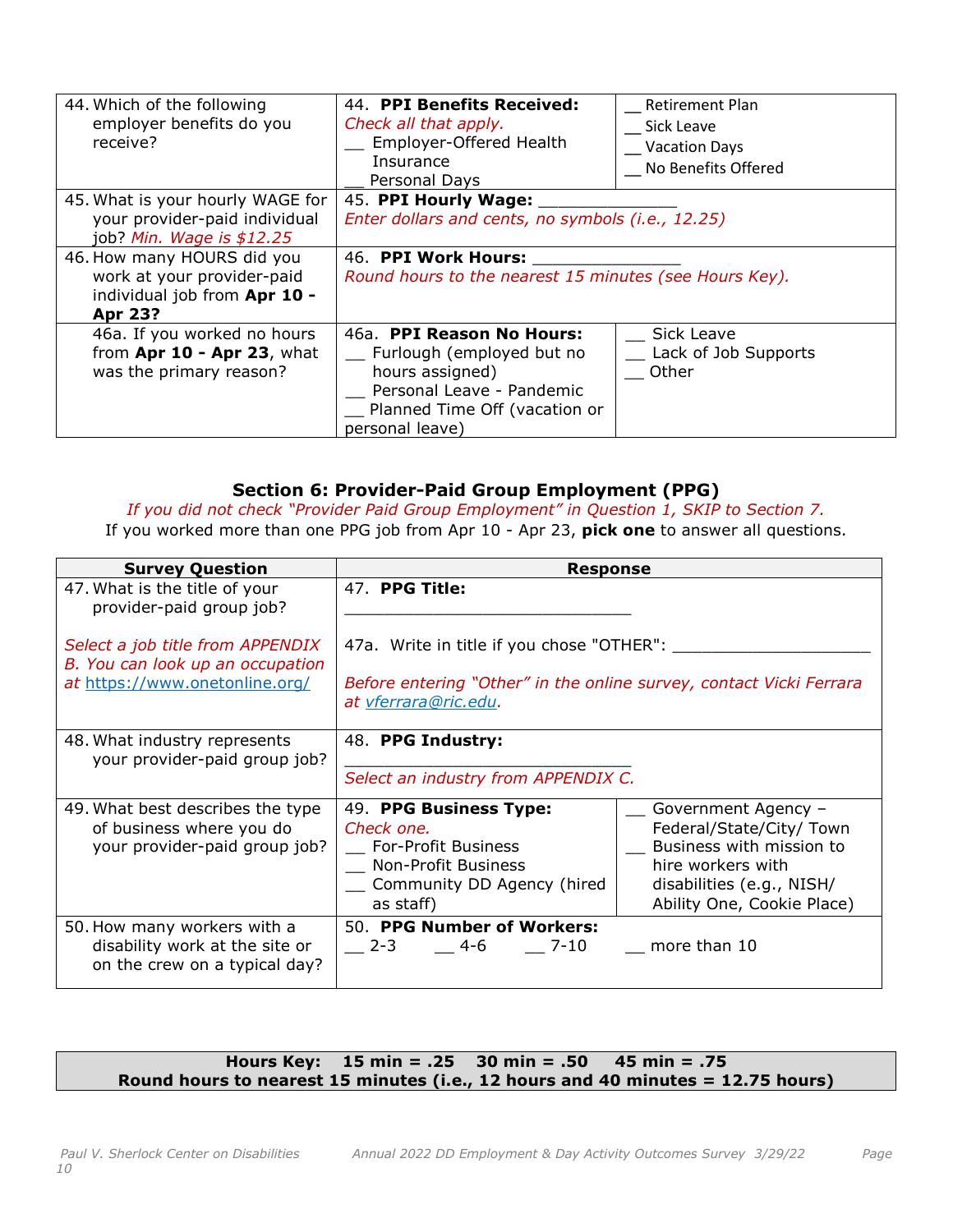| | | |
|---|---|---|
| 44. Which of the following employer benefits do you receive? | 44. **PPI Benefits Received:** *Check all that apply.* __ Employer-Offered Health Insurance __ Personal Days | __ Retirement Plan __ Sick Leave __ Vacation Days __ No Benefits Offered |
| 45. What is your hourly WAGE for your provider-paid individual job? *Min. Wage is $12.25* | 45. **PPI Hourly Wage:** ______________ *Enter dollars and cents, no symbols (i.e., 12.25)* | |
| 46. How many HOURS did you work at your provider-paid individual job from **Apr 10 - Apr 23?** | 46. **PPI Work Hours:** _______________ *Round hours to the nearest 15 minutes (see Hours Key).* | |
| 46a. If you worked no hours from **Apr 10 - Apr 23**, what was the primary reason? | 46a. **PPI Reason No Hours:** __ Furlough (employed but no hours assigned) __ Personal Leave - Pandemic __ Planned Time Off (vacation or personal leave) | __ Sick Leave __ Lack of Job Supports __ Other |

## Section 6: Provider-Paid Group Employment (PPG)

*If you did not check "Provider Paid Group Employment" in Question 1, SKIP to Section 7.*

If you worked more than one PPG job from Apr 10 - Apr 23, **pick one** to answer all questions.

| Survey Question | Response | |
|---|---|---|
| 47. What is the title of your provider-paid group job? *Select a job title from APPENDIX B. You can look up an occupation at https://www.onetonline.org/* | 47. **PPG Title:** ______________________________ 47a. Write in title if you chose "OTHER": ____________________ *Before entering "Other" in the online survey, contact Vicki Ferrara at vferrara@ric.edu.* | |
| 48. What industry represents your provider-paid group job? | 48. **PPG Industry:** ______________________________ *Select an industry from APPENDIX C.* | |
| 49. What best describes the type of business where you do your provider-paid group job? | 49. **PPG Business Type:** *Check one.* __ For-Profit Business __ Non-Profit Business __ Community DD Agency (hired as staff) | __ Government Agency – Federal/State/City/ Town __ Business with mission to hire workers with disabilities (e.g., NISH/ Ability One, Cookie Place) |
| 50. How many workers with a disability work at the site or on the crew on a typical day? | 50. **PPG Number of Workers:** __ 2-3 __ 4-6 __ 7-10 | __ more than 10 |

**Hours Key: 15 min = .25 30 min = .50 45 min = .75**
**Round hours to nearest 15 minutes (i.e., 12 hours and 40 minutes = 12.75 hours)**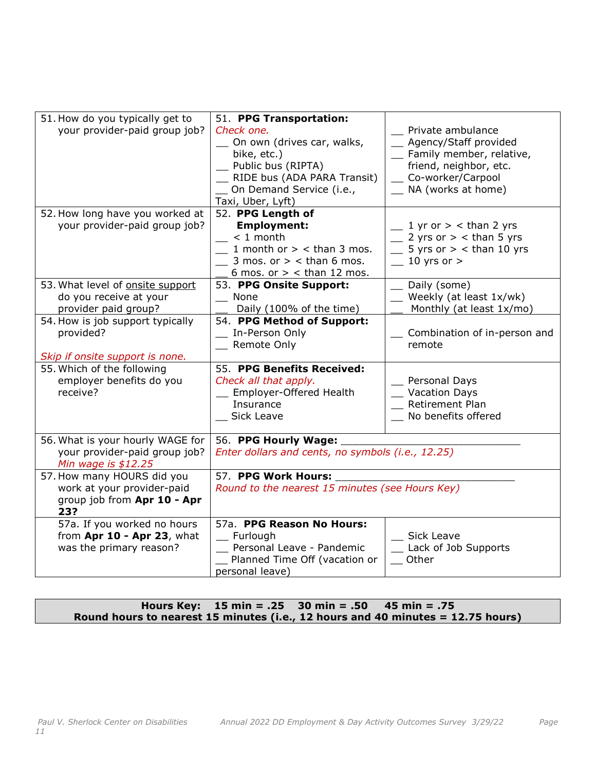| | | |
|---|---|---|
| 51. How do you typically get to your provider-paid group job? | 51. **PPG Transportation:** *Check one.* <br>__ On own (drives car, walks, bike, etc.) <br>__ Public bus (RIPTA) <br>__ RIDE bus (ADA PARA Transit) <br>__ On Demand Service (i.e., Taxi, Uber, Lyft) | __ Private ambulance <br>__ Agency/Staff provided <br>__ Family member, relative, friend, neighbor, etc. <br>__ Co-worker/Carpool <br>__ NA (works at home) |
| 52. How long have you worked at your provider-paid group job? | 52. **PPG Length of Employment:** <br>__ < 1 month <br>__ 1 month or > < than 3 mos. <br>__ 3 mos. or > < than 6 mos. <br>__ 6 mos. or > < than 12 mos. | __ 1 yr or > < than 2 yrs <br>__ 2 yrs or > < than 5 yrs <br>__ 5 yrs or > < than 10 yrs <br>__ 10 yrs or > |
| 53. What level of onsite support do you receive at your provider paid group? | 53. **PPG Onsite Support:** <br>__ None <br>__ Daily (100% of the time) | __ Daily (some) <br>__ Weekly (at least 1x/wk) <br>__ Monthly (at least 1x/mo) |
| 54. How is job support typically provided? <br><br>*Skip if onsite support is none.* | 54. **PPG Method of Support:** <br>__ In-Person Only <br>__ Remote Only | __ Combination of in-person and remote |
| 55. Which of the following employer benefits do you receive? | 55. **PPG Benefits Received:** *Check all that apply.* <br>__ Employer-Offered Health Insurance <br>__ Sick Leave | __ Personal Days <br>__ Vacation Days <br>__ Retirement Plan <br>__ No benefits offered |
| 56. What is your hourly WAGE for your provider-paid group job? *Min wage is $12.25* | 56. **PPG Hourly Wage:** ____________________________ <br>*Enter dollars and cents, no symbols (i.e., 12.25)* | |
| 57. How many HOURS did you work at your provider-paid group job from **Apr 10 - Apr 23?** | 57. **PPG Work Hours:** ____________________________ <br>*Round to the nearest 15 minutes (see Hours Key)* | |
| 57a. If you worked no hours from **Apr 10 - Apr 23**, what was the primary reason? | 57a. **PPG Reason No Hours:** <br>__ Furlough <br>__ Personal Leave - Pandemic <br>__ Planned Time Off (vacation or personal leave) | __ Sick Leave <br>__ Lack of Job Supports <br>__ Other |

**Hours Key: 15 min = .25 30 min = .50 45 min = .75**
**Round hours to nearest 15 minutes (i.e., 12 hours and 40 minutes = 12.75 hours)**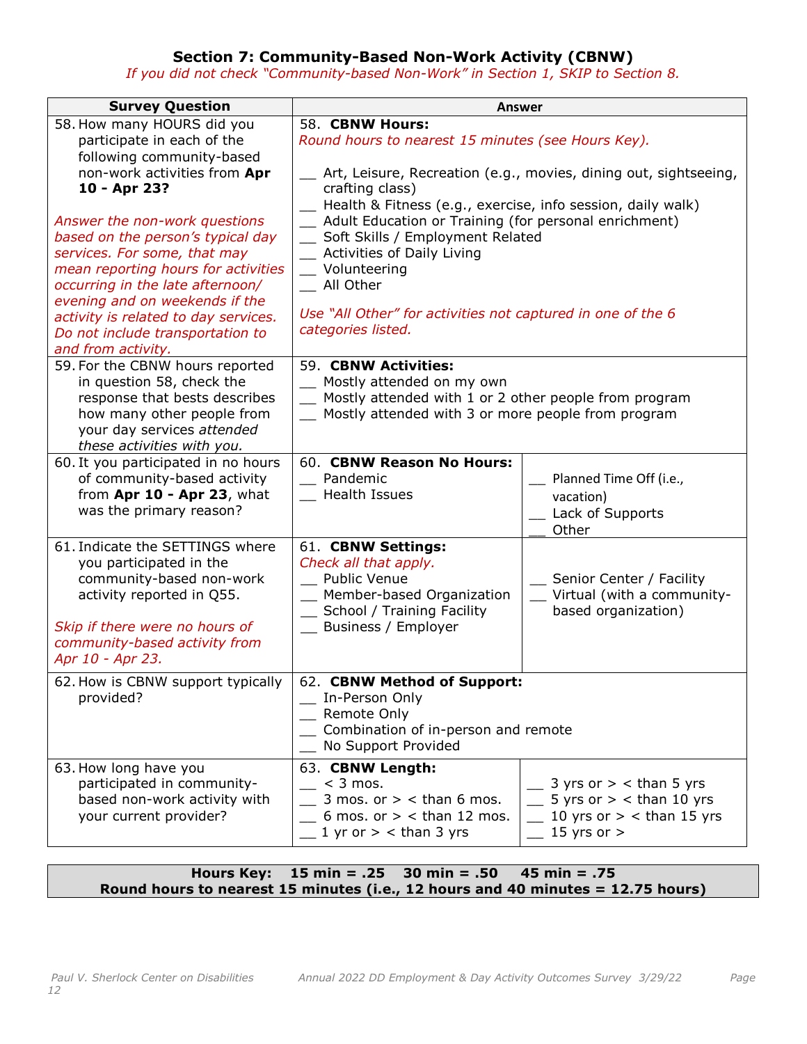## Section 7: Community-Based Non-Work Activity (CBNW)

*If you did not check "Community-based Non-Work" in Section 1, SKIP to Section 8.*

| Survey Question | Answer | |
|---|---|---|
| 58. How many HOURS did you participate in each of the following community-based non-work activities from **Apr 10 - Apr 23?**<br><br>*Answer the non-work questions based on the person's typical day services. For some, that may mean reporting hours for activities occurring in the late afternoon/ evening and on weekends if the activity is related to day services. Do not include transportation to and from activity.* | 58. **CBNW Hours:**<br>*Round hours to nearest 15 minutes (see Hours Key).*<br><br>__ Art, Leisure, Recreation (e.g., movies, dining out, sightseeing, crafting class)<br>__ Health & Fitness (e.g., exercise, info session, daily walk)<br>__ Adult Education or Training (for personal enrichment)<br>__ Soft Skills / Employment Related<br>__ Activities of Daily Living<br>__ Volunteering<br>__ All Other<br><br>*Use "All Other" for activities not captured in one of the 6 categories listed.* | |
| 59. For the CBNW hours reported in question 58, check the response that bests describes how many other people from your day services *attended these activities with you.* | 59. **CBNW Activities:**<br>__ Mostly attended on my own<br>__ Mostly attended with 1 or 2 other people from program<br>__ Mostly attended with 3 or more people from program | |
| 60. It you participated in no hours of community-based activity from **Apr 10 - Apr 23**, what was the primary reason? | 60. **CBNW Reason No Hours:**<br>__ Pandemic<br>__ Health Issues | __ Planned Time Off (i.e., vacation)<br>__ Lack of Supports<br>__ Other |
| 61. Indicate the SETTINGS where you participated in the community-based non-work activity reported in Q55.<br><br>*Skip if there were no hours of community-based activity from Apr 10 - Apr 23.* | 61. **CBNW Settings:**<br>*Check all that apply.*<br>__ Public Venue<br>__ Member-based Organization<br>__ School / Training Facility<br>__ Business / Employer | __ Senior Center / Facility<br>__ Virtual (with a community-based organization) |
| 62. How is CBNW support typically provided? | 62. **CBNW Method of Support:**<br>__ In-Person Only<br>__ Remote Only<br>__ Combination of in-person and remote<br>__ No Support Provided | |
| 63. How long have you participated in community-based non-work activity with your current provider? | 63. **CBNW Length:**<br>__ < 3 mos.<br>__ 3 mos. or > < than 6 mos.<br>__ 6 mos. or > < than 12 mos.<br>__ 1 yr or > < than 3 yrs | __ 3 yrs or > < than 5 yrs<br>__ 5 yrs or > < than 10 yrs<br>__ 10 yrs or > < than 15 yrs<br>__ 15 yrs or > |

**Hours Key: 15 min = .25 30 min = .50 45 min = .75**
**Round hours to nearest 15 minutes (i.e., 12 hours and 40 minutes = 12.75 hours)**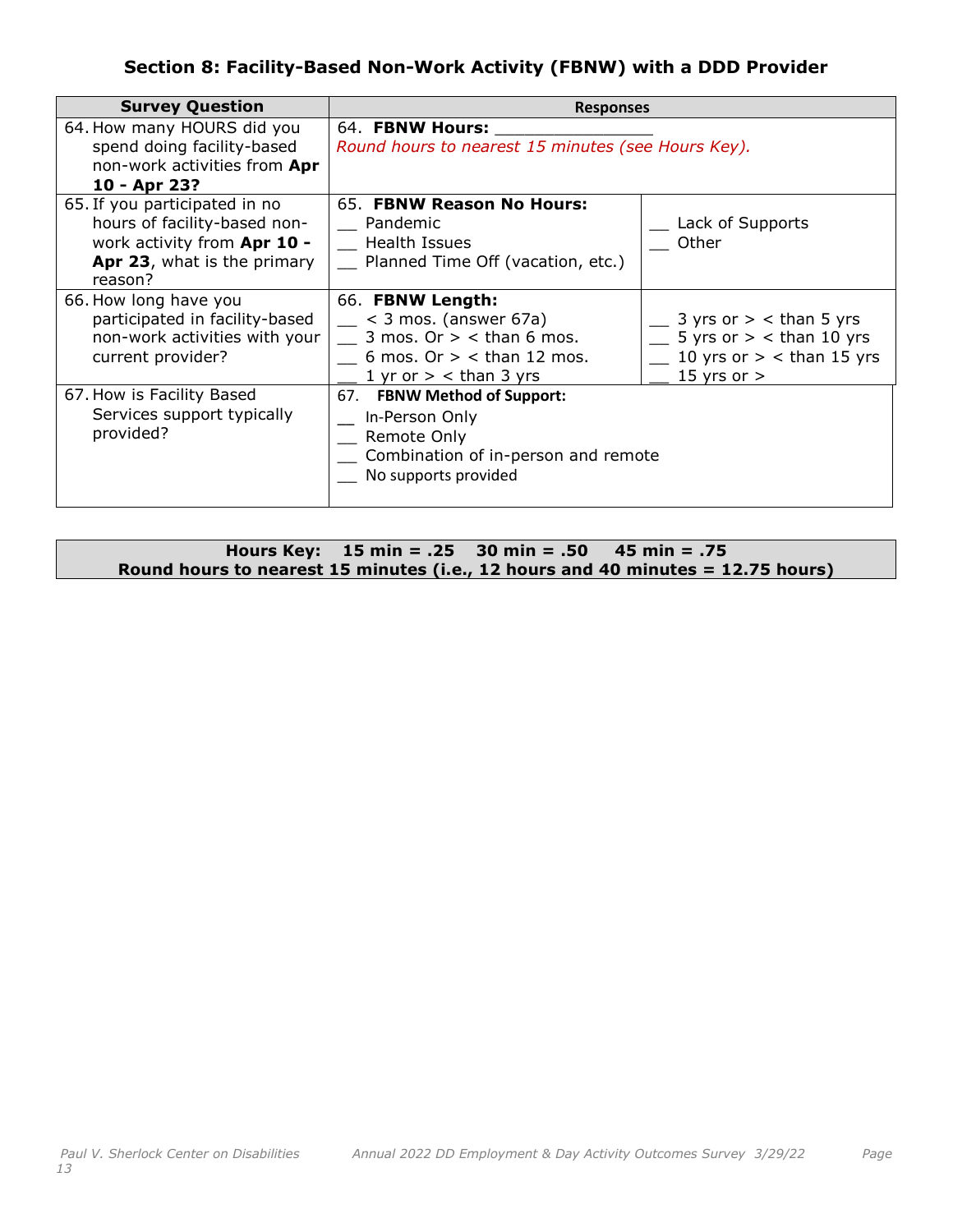### Section 8: Facility-Based Non-Work Activity (FBNW) with a DDD Provider

| Survey Question | Responses | |
|---|---|---|
| 64. How many HOURS did you spend doing facility-based non-work activities from **Apr 10 - Apr 23?** | 64. **FBNW Hours:** ______________<br>*Round hours to nearest 15 minutes (see Hours Key).* | |
| 65. If you participated in no hours of facility-based non-work activity from **Apr 10 - Apr 23**, what is the primary reason? | 65. **FBNW Reason No Hours:**<br>__ Pandemic<br>__ Health Issues<br>__ Planned Time Off (vacation, etc.) | __ Lack of Supports<br>__ Other |
| 66. How long have you participated in facility-based non-work activities with your current provider? | 66. **FBNW Length:**<br>__ < 3 mos. (answer 67a)<br>__ 3 mos. Or > < than 6 mos.<br>__ 6 mos. Or > < than 12 mos.<br>__ 1 yr or > < than 3 yrs | __ 3 yrs or > < than 5 yrs<br>__ 5 yrs or > < than 10 yrs<br>__ 10 yrs or > < than 15 yrs<br>__ 15 yrs or > |
| 67. How is Facility Based Services support typically provided? | 67. **FBNW Method of Support:**<br>__ In-Person Only<br>__ Remote Only<br>__ Combination of in-person and remote<br>__ No supports provided | |

**Hours Key: 15 min = .25 30 min = .50 45 min = .75**
**Round hours to nearest 15 minutes (i.e., 12 hours and 40 minutes = 12.75 hours)**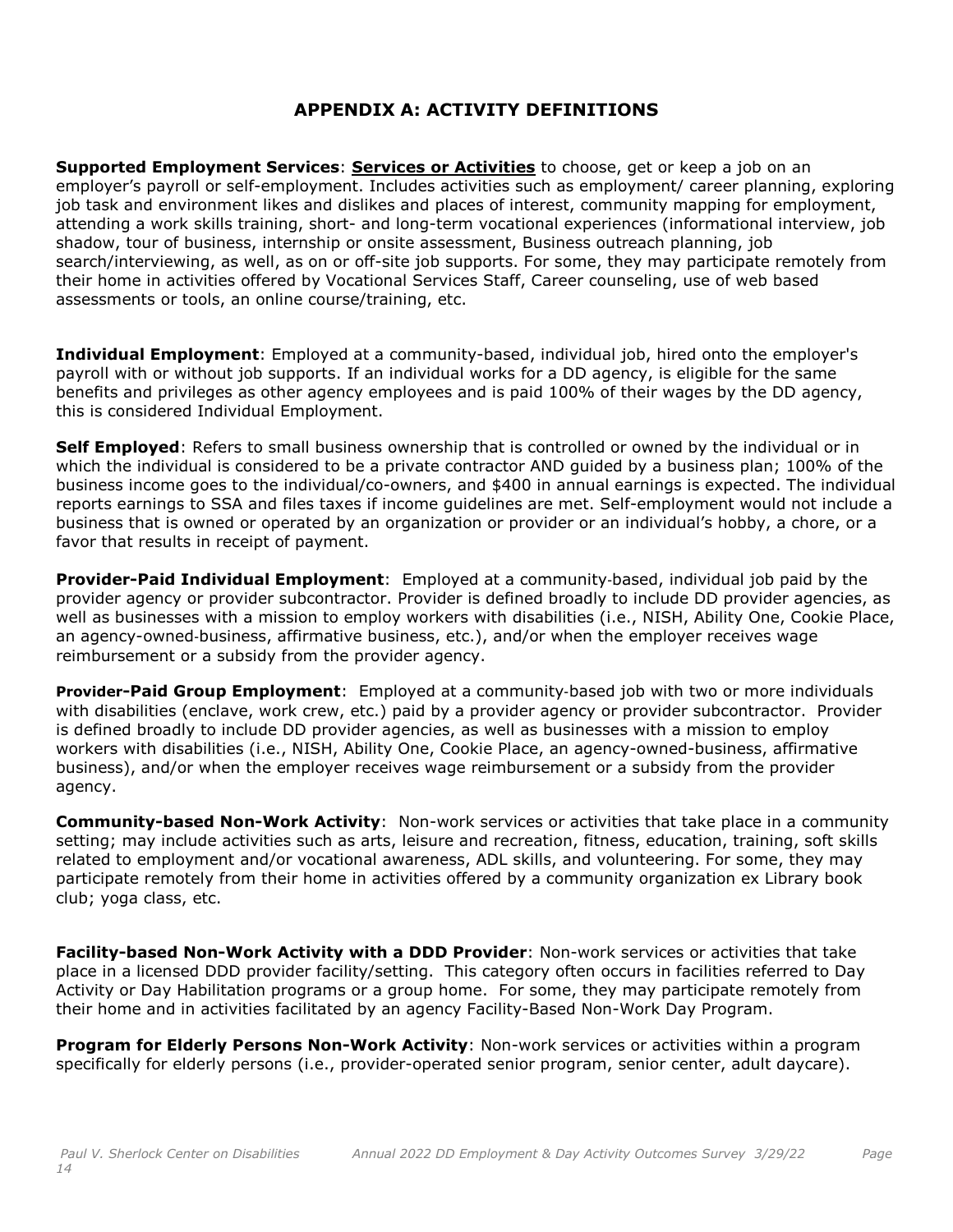## APPENDIX A: ACTIVITY DEFINITIONS

**Supported Employment Services**: **Services or Activities** to choose, get or keep a job on an employer's payroll or self-employment. Includes activities such as employment/ career planning, exploring job task and environment likes and dislikes and places of interest, community mapping for employment, attending a work skills training, short- and long-term vocational experiences (informational interview, job shadow, tour of business, internship or onsite assessment, Business outreach planning, job search/interviewing, as well, as on or off-site job supports. For some, they may participate remotely from their home in activities offered by Vocational Services Staff, Career counseling, use of web based assessments or tools, an online course/training, etc.

**Individual Employment**: Employed at a community-based, individual job, hired onto the employer's payroll with or without job supports. If an individual works for a DD agency, is eligible for the same benefits and privileges as other agency employees and is paid 100% of their wages by the DD agency, this is considered Individual Employment.

**Self Employed**: Refers to small business ownership that is controlled or owned by the individual or in which the individual is considered to be a private contractor AND guided by a business plan; 100% of the business income goes to the individual/co-owners, and $400 in annual earnings is expected. The individual reports earnings to SSA and files taxes if income guidelines are met. Self-employment would not include a business that is owned or operated by an organization or provider or an individual's hobby, a chore, or a favor that results in receipt of payment.

**Provider-Paid Individual Employment**: Employed at a community-based, individual job paid by the provider agency or provider subcontractor. Provider is defined broadly to include DD provider agencies, as well as businesses with a mission to employ workers with disabilities (i.e., NISH, Ability One, Cookie Place, an agency-owned-business, affirmative business, etc.), and/or when the employer receives wage reimbursement or a subsidy from the provider agency.

**Provider-Paid Group Employment**: Employed at a community-based job with two or more individuals with disabilities (enclave, work crew, etc.) paid by a provider agency or provider subcontractor. Provider is defined broadly to include DD provider agencies, as well as businesses with a mission to employ workers with disabilities (i.e., NISH, Ability One, Cookie Place, an agency-owned-business, affirmative business), and/or when the employer receives wage reimbursement or a subsidy from the provider agency.

**Community-based Non-Work Activity**: Non-work services or activities that take place in a community setting; may include activities such as arts, leisure and recreation, fitness, education, training, soft skills related to employment and/or vocational awareness, ADL skills, and volunteering. For some, they may participate remotely from their home in activities offered by a community organization ex Library book club; yoga class, etc.

**Facility-based Non-Work Activity with a DDD Provider**: Non-work services or activities that take place in a licensed DDD provider facility/setting. This category often occurs in facilities referred to Day Activity or Day Habilitation programs or a group home. For some, they may participate remotely from their home and in activities facilitated by an agency Facility-Based Non-Work Day Program.

**Program for Elderly Persons Non-Work Activity**: Non-work services or activities within a program specifically for elderly persons (i.e., provider-operated senior program, senior center, adult daycare).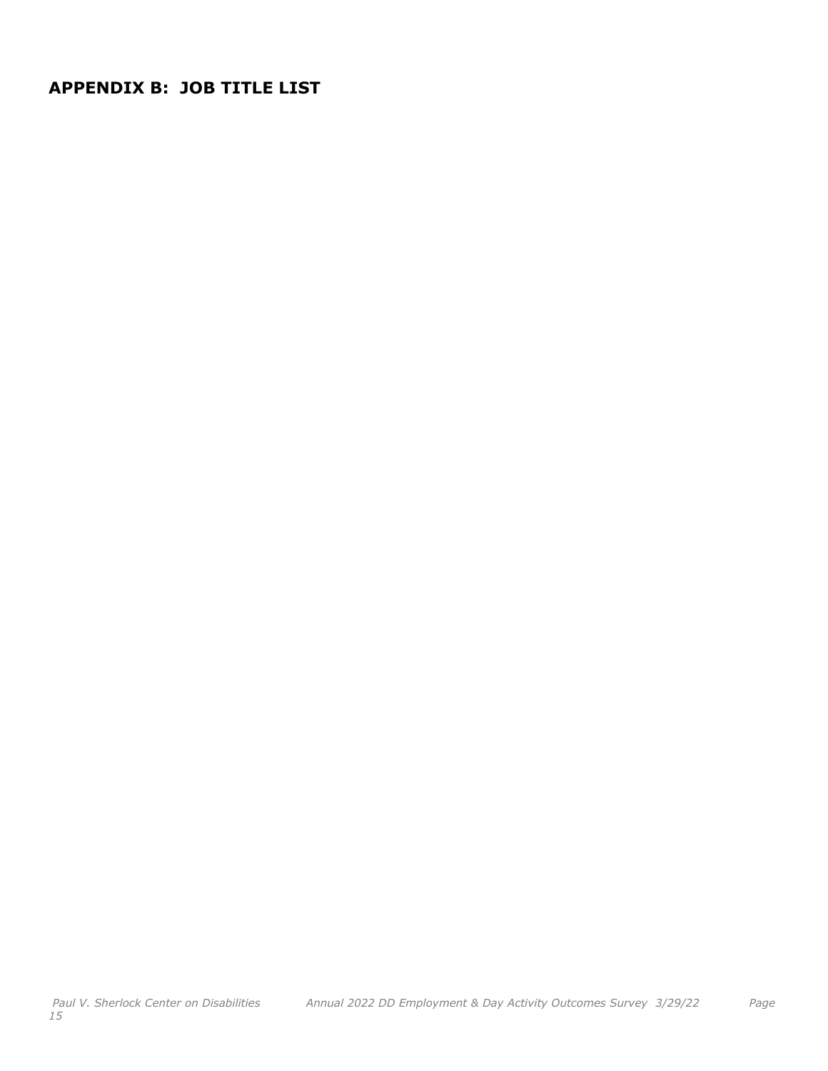## APPENDIX B: JOB TITLE LIST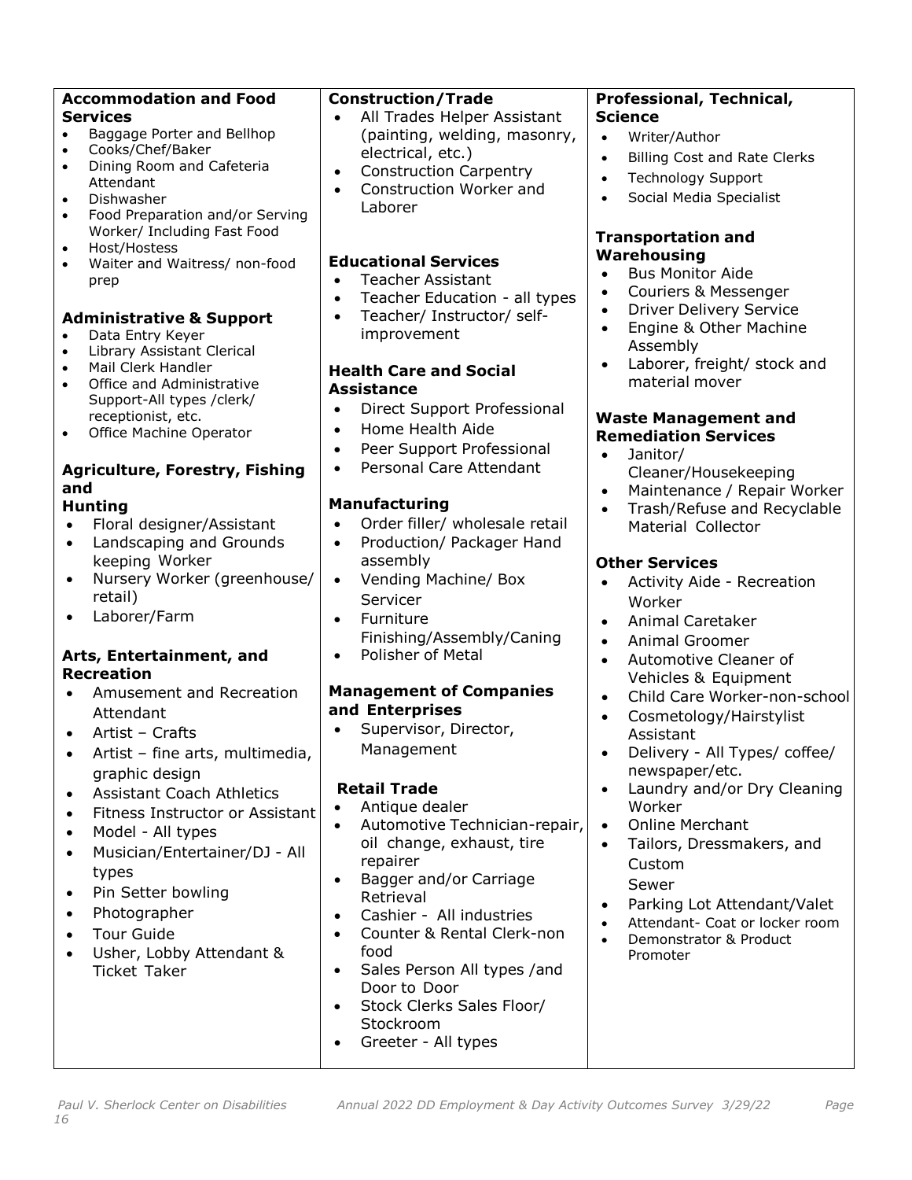**Accommodation and Food Services**

- Baggage Porter and Bellhop
- Cooks/Chef/Baker
- Dining Room and Cafeteria Attendant
- Dishwasher
- Food Preparation and/or Serving Worker/ Including Fast Food
- Host/Hostess
- Waiter and Waitress/ non-food prep

**Administrative & Support**

- Data Entry Keyer
- Library Assistant Clerical
- Mail Clerk Handler
- Office and Administrative Support-All types /clerk/ receptionist, etc.
- Office Machine Operator

**Agriculture, Forestry, Fishing and Hunting**

- Floral designer/Assistant
- Landscaping and Grounds keeping Worker
- Nursery Worker (greenhouse/ retail)
- Laborer/Farm

**Arts, Entertainment, and Recreation**

- Amusement and Recreation Attendant
- Artist – Crafts
- Artist – fine arts, multimedia, graphic design
- Assistant Coach Athletics
- Fitness Instructor or Assistant
- Model - All types
- Musician/Entertainer/DJ - All types
- Pin Setter bowling
- Photographer
- Tour Guide
- Usher, Lobby Attendant & Ticket Taker

**Construction/Trade**

- All Trades Helper Assistant (painting, welding, masonry, electrical, etc.)
- Construction Carpentry
- Construction Worker and Laborer

**Educational Services**

- Teacher Assistant
- Teacher Education - all types
- Teacher/ Instructor/ self-improvement

**Health Care and Social Assistance**

- Direct Support Professional
- Home Health Aide
- Peer Support Professional
- Personal Care Attendant

**Manufacturing**

- Order filler/ wholesale retail
- Production/ Packager Hand assembly
- Vending Machine/ Box Servicer
- Furniture Finishing/Assembly/Caning
- Polisher of Metal

**Management of Companies and Enterprises**

- Supervisor, Director, Management

**Retail Trade**

- Antique dealer
- Automotive Technician-repair, oil change, exhaust, tire repairer
- Bagger and/or Carriage Retrieval
- Cashier - All industries
- Counter & Rental Clerk-non food
- Sales Person All types /and Door to Door
- Stock Clerks Sales Floor/ Stockroom
- Greeter - All types

**Professional, Technical, Science**

- Writer/Author
- Billing Cost and Rate Clerks
- Technology Support
- Social Media Specialist

**Transportation and Warehousing**

- Bus Monitor Aide
- Couriers & Messenger
- Driver Delivery Service
- Engine & Other Machine Assembly
- Laborer, freight/ stock and material mover

**Waste Management and Remediation Services**

- Janitor/ Cleaner/Housekeeping
- Maintenance / Repair Worker
- Trash/Refuse and Recyclable Material Collector

**Other Services**

- Activity Aide - Recreation Worker
- Animal Caretaker
- Animal Groomer
- Automotive Cleaner of Vehicles & Equipment
- Child Care Worker-non-school
- Cosmetology/Hairstylist Assistant
- Delivery - All Types/ coffee/ newspaper/etc.
- Laundry and/or Dry Cleaning Worker
- Online Merchant
- Tailors, Dressmakers, and Custom Sewer
- Parking Lot Attendant/Valet
- Attendant- Coat or locker room
- Demonstrator & Product Promoter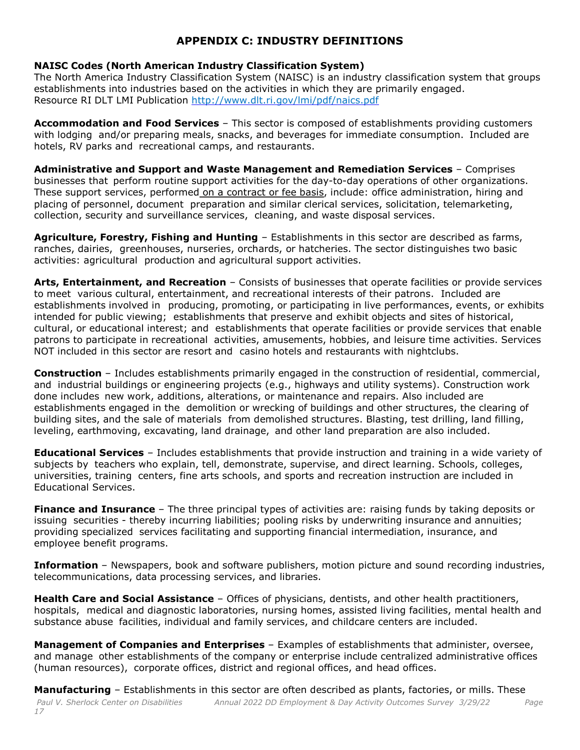# APPENDIX C: INDUSTRY DEFINITIONS

**NAISC Codes (North American Industry Classification System)**
The North America Industry Classification System (NAISC) is an industry classification system that groups establishments into industries based on the activities in which they are primarily engaged.
Resource RI DLT LMI Publication http://www.dlt.ri.gov/lmi/pdf/naics.pdf

**Accommodation and Food Services** – This sector is composed of establishments providing customers with lodging and/or preparing meals, snacks, and beverages for immediate consumption. Included are hotels, RV parks and recreational camps, and restaurants.

**Administrative and Support and Waste Management and Remediation Services** – Comprises businesses that perform routine support activities for the day-to-day operations of other organizations. These support services, performed on a contract or fee basis, include: office administration, hiring and placing of personnel, document preparation and similar clerical services, solicitation, telemarketing, collection, security and surveillance services, cleaning, and waste disposal services.

**Agriculture, Forestry, Fishing and Hunting** – Establishments in this sector are described as farms, ranches, dairies, greenhouses, nurseries, orchards, or hatcheries. The sector distinguishes two basic activities: agricultural production and agricultural support activities.

**Arts, Entertainment, and Recreation** – Consists of businesses that operate facilities or provide services to meet various cultural, entertainment, and recreational interests of their patrons. Included are establishments involved in producing, promoting, or participating in live performances, events, or exhibits intended for public viewing; establishments that preserve and exhibit objects and sites of historical, cultural, or educational interest; and establishments that operate facilities or provide services that enable patrons to participate in recreational activities, amusements, hobbies, and leisure time activities. Services NOT included in this sector are resort and casino hotels and restaurants with nightclubs.

**Construction** – Includes establishments primarily engaged in the construction of residential, commercial, and industrial buildings or engineering projects (e.g., highways and utility systems). Construction work done includes new work, additions, alterations, or maintenance and repairs. Also included are establishments engaged in the demolition or wrecking of buildings and other structures, the clearing of building sites, and the sale of materials from demolished structures. Blasting, test drilling, land filling, leveling, earthmoving, excavating, land drainage, and other land preparation are also included.

**Educational Services** – Includes establishments that provide instruction and training in a wide variety of subjects by teachers who explain, tell, demonstrate, supervise, and direct learning. Schools, colleges, universities, training centers, fine arts schools, and sports and recreation instruction are included in Educational Services.

**Finance and Insurance** – The three principal types of activities are: raising funds by taking deposits or issuing securities - thereby incurring liabilities; pooling risks by underwriting insurance and annuities; providing specialized services facilitating and supporting financial intermediation, insurance, and employee benefit programs.

**Information** – Newspapers, book and software publishers, motion picture and sound recording industries, telecommunications, data processing services, and libraries.

**Health Care and Social Assistance** – Offices of physicians, dentists, and other health practitioners, hospitals, medical and diagnostic laboratories, nursing homes, assisted living facilities, mental health and substance abuse facilities, individual and family services, and childcare centers are included.

**Management of Companies and Enterprises** – Examples of establishments that administer, oversee, and manage other establishments of the company or enterprise include centralized administrative offices (human resources), corporate offices, district and regional offices, and head offices.

**Manufacturing** – Establishments in this sector are often described as plants, factories, or mills. These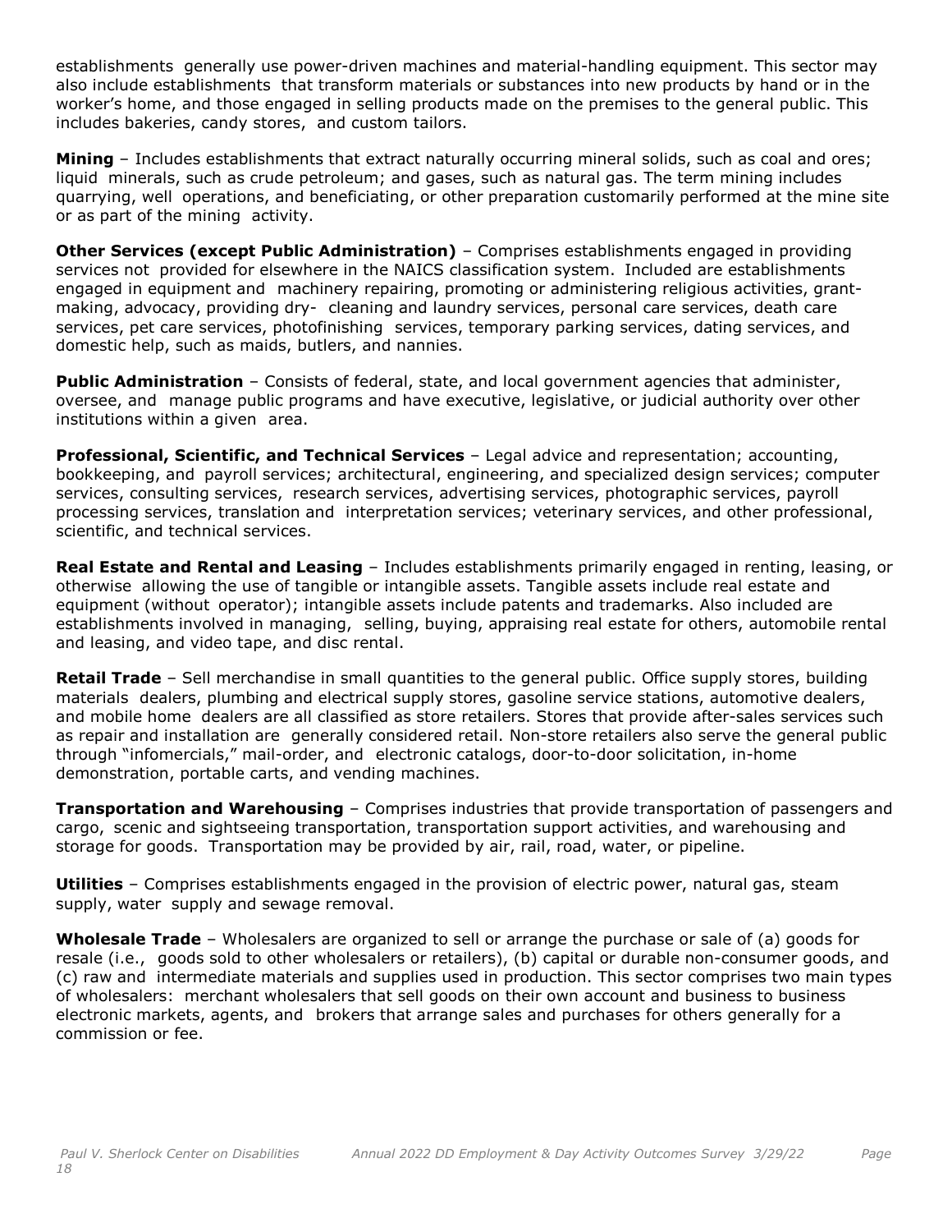establishments generally use power-driven machines and material-handling equipment. This sector may also include establishments that transform materials or substances into new products by hand or in the worker's home, and those engaged in selling products made on the premises to the general public. This includes bakeries, candy stores, and custom tailors.

**Mining** – Includes establishments that extract naturally occurring mineral solids, such as coal and ores; liquid minerals, such as crude petroleum; and gases, such as natural gas. The term mining includes quarrying, well operations, and beneficiating, or other preparation customarily performed at the mine site or as part of the mining activity.

**Other Services (except Public Administration)** – Comprises establishments engaged in providing services not provided for elsewhere in the NAICS classification system. Included are establishments engaged in equipment and machinery repairing, promoting or administering religious activities, grant-making, advocacy, providing dry- cleaning and laundry services, personal care services, death care services, pet care services, photofinishing services, temporary parking services, dating services, and domestic help, such as maids, butlers, and nannies.

**Public Administration** – Consists of federal, state, and local government agencies that administer, oversee, and manage public programs and have executive, legislative, or judicial authority over other institutions within a given area.

**Professional, Scientific, and Technical Services** – Legal advice and representation; accounting, bookkeeping, and payroll services; architectural, engineering, and specialized design services; computer services, consulting services, research services, advertising services, photographic services, payroll processing services, translation and interpretation services; veterinary services, and other professional, scientific, and technical services.

**Real Estate and Rental and Leasing** – Includes establishments primarily engaged in renting, leasing, or otherwise allowing the use of tangible or intangible assets. Tangible assets include real estate and equipment (without operator); intangible assets include patents and trademarks. Also included are establishments involved in managing, selling, buying, appraising real estate for others, automobile rental and leasing, and video tape, and disc rental.

**Retail Trade** – Sell merchandise in small quantities to the general public. Office supply stores, building materials dealers, plumbing and electrical supply stores, gasoline service stations, automotive dealers, and mobile home dealers are all classified as store retailers. Stores that provide after-sales services such as repair and installation are generally considered retail. Non-store retailers also serve the general public through "infomercials," mail-order, and electronic catalogs, door-to-door solicitation, in-home demonstration, portable carts, and vending machines.

**Transportation and Warehousing** – Comprises industries that provide transportation of passengers and cargo, scenic and sightseeing transportation, transportation support activities, and warehousing and storage for goods. Transportation may be provided by air, rail, road, water, or pipeline.

**Utilities** – Comprises establishments engaged in the provision of electric power, natural gas, steam supply, water supply and sewage removal.

**Wholesale Trade** – Wholesalers are organized to sell or arrange the purchase or sale of (a) goods for resale (i.e., goods sold to other wholesalers or retailers), (b) capital or durable non-consumer goods, and (c) raw and intermediate materials and supplies used in production. This sector comprises two main types of wholesalers: merchant wholesalers that sell goods on their own account and business to business electronic markets, agents, and brokers that arrange sales and purchases for others generally for a commission or fee.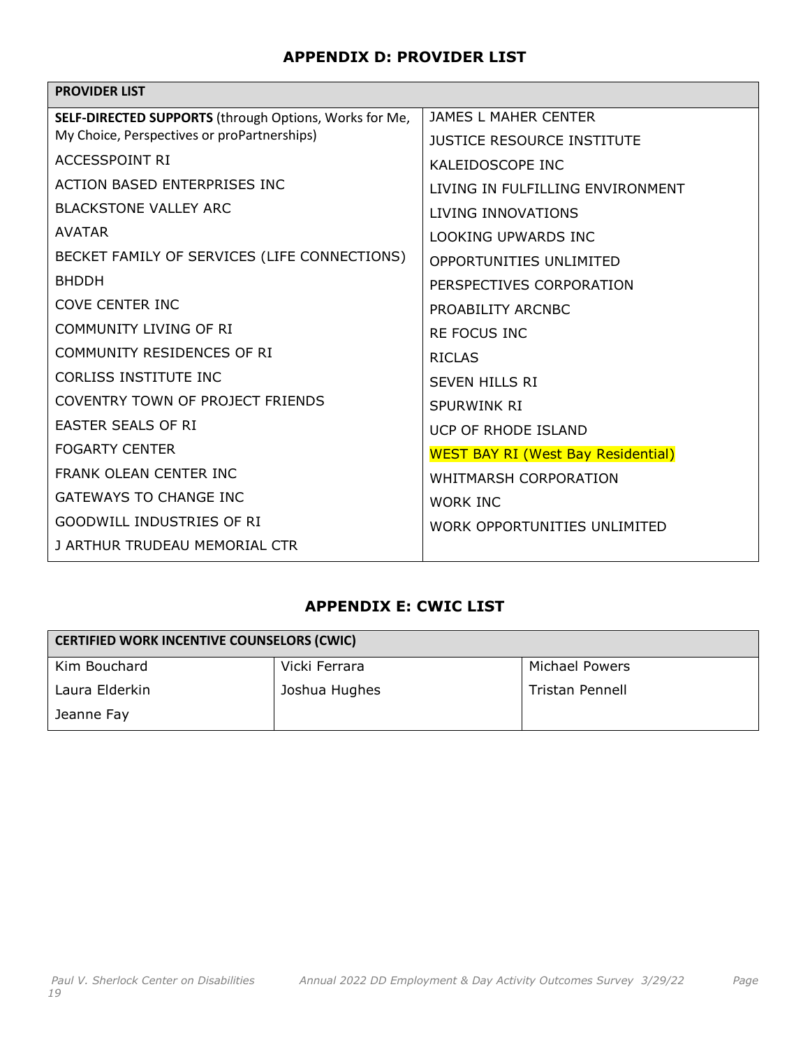## APPENDIX D: PROVIDER LIST

| PROVIDER LIST | |
|---|---|
| **SELF-DIRECTED SUPPORTS** (through Options, Works for Me, My Choice, Perspectives or proPartnerships) | JAMES L MAHER CENTER |
| ACCESSPOINT RI | JUSTICE RESOURCE INSTITUTE |
| ACTION BASED ENTERPRISES INC | KALEIDOSCOPE INC |
| BLACKSTONE VALLEY ARC | LIVING IN FULFILLING ENVIRONMENT |
| AVATAR | LIVING INNOVATIONS |
| BECKET FAMILY OF SERVICES (LIFE CONNECTIONS) | LOOKING UPWARDS INC |
| BHDDH | OPPORTUNITIES UNLIMITED |
| COVE CENTER INC | PERSPECTIVES CORPORATION |
| COMMUNITY LIVING OF RI | PROABILITY ARCNBC |
| COMMUNITY RESIDENCES OF RI | RE FOCUS INC |
| CORLISS INSTITUTE INC | RICLAS |
| COVENTRY TOWN OF PROJECT FRIENDS | SEVEN HILLS RI |
| EASTER SEALS OF RI | SPURWINK RI |
| FOGARTY CENTER | UCP OF RHODE ISLAND |
| FRANK OLEAN CENTER INC | WEST BAY RI (West Bay Residential) |
| GATEWAYS TO CHANGE INC | WHITMARSH CORPORATION |
| GOODWILL INDUSTRIES OF RI | WORK INC |
| J ARTHUR TRUDEAU MEMORIAL CTR | WORK OPPORTUNITIES UNLIMITED |

## APPENDIX E: CWIC LIST

| CERTIFIED WORK INCENTIVE COUNSELORS (CWIC) | | |
|---|---|---|
| Kim Bouchard | Vicki Ferrara | Michael Powers |
| Laura Elderkin | Joshua Hughes | Tristan Pennell |
| Jeanne Fay | | |